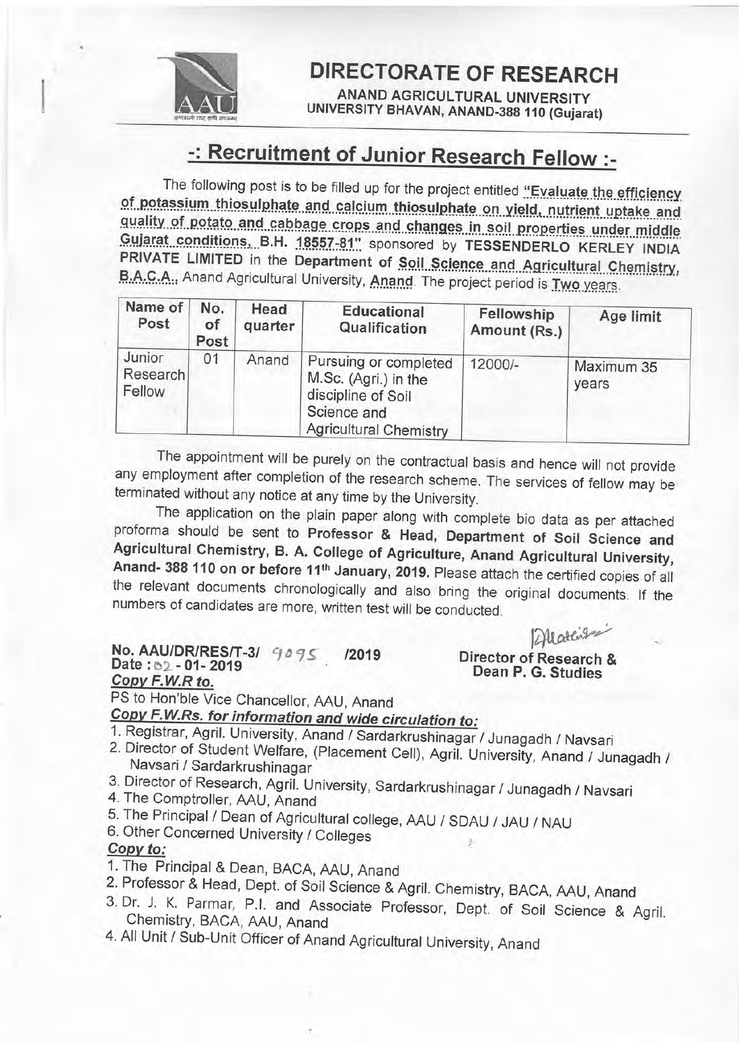# DIRECTORATE OF RESEARCH

**ANAND AGRICULTURAL UNIVERSITY**
**UNIVERSITY BHAVAN, ANAND-388 110 (Gujarat)**

## -: Recruitment of Junior Research Fellow :-

The following post is to be filled up for the project entitled "Evaluate the efficiency of potassium thiosulphate and calcium thiosulphate on yield, nutrient uptake and quality of potato and cabbage crops and changes in soil properties under middle Gujarat conditions, B.H. 18557-81" sponsored by **TESSENDERLO KERLEY INDIA PRIVATE LIMITED** in the **Department of Soil Science and Agricultural Chemistry, B.A.C.A.**, Anand Agricultural University, Anand. The project period is Two years.

| Name of Post | No. of Post | Head quarter | Educational Qualification | Fellowship Amount (Rs.) | Age limit |
|---|---|---|---|---|---|
| Junior Research Fellow | 01 | Anand | Pursuing or completed M.Sc. (Agri.) in the discipline of Soil Science and Agricultural Chemistry | 12000/- | Maximum 35 years |

The appointment will be purely on the contractual basis and hence will not provide any employment after completion of the research scheme. The services of fellow may be terminated without any notice at any time by the University.

The application on the plain paper along with complete bio data as per attached proforma should be sent to **Professor & Head, Department of Soil Science and Agricultural Chemistry, B. A. College of Agriculture, Anand Agricultural University, Anand- 388 110 on or before 11th January, 2019.** Please attach the certified copies of all the relevant documents chronologically and also bring the original documents. If the numbers of candidates are more, written test will be conducted.

**No. AAU/DR/RES/T-3/ 9095 /2019**
**Date : 02 - 01- 2019**

**Director of Research &**
**Dean P. G. Studies**

***Copy F.W.R to.***

PS to Hon'ble Vice Chancellor, AAU, Anand

***Copy F.W.Rs. for information and wide circulation to:***

1. Registrar, Agril. University, Anand / Sardarkrushinagar / Junagadh / Navsari
2. Director of Student Welfare, (Placement Cell), Agril. University, Anand / Junagadh / Navsari / Sardarkrushinagar
3. Director of Research, Agril. University, Sardarkrushinagar / Junagadh / Navsari
4. The Comptroller, AAU, Anand
5. The Principal / Dean of Agricultural college, AAU / SDAU / JAU / NAU
6. Other Concerned University / Colleges

***Copy to:***

1. The Principal & Dean, BACA, AAU, Anand
2. Professor & Head, Dept. of Soil Science & Agril. Chemistry, BACA, AAU, Anand
3. Dr. J. K. Parmar, P.I. and Associate Professor, Dept. of Soil Science & Agril. Chemistry, BACA, AAU, Anand
4. All Unit / Sub-Unit Officer of Anand Agricultural University, Anand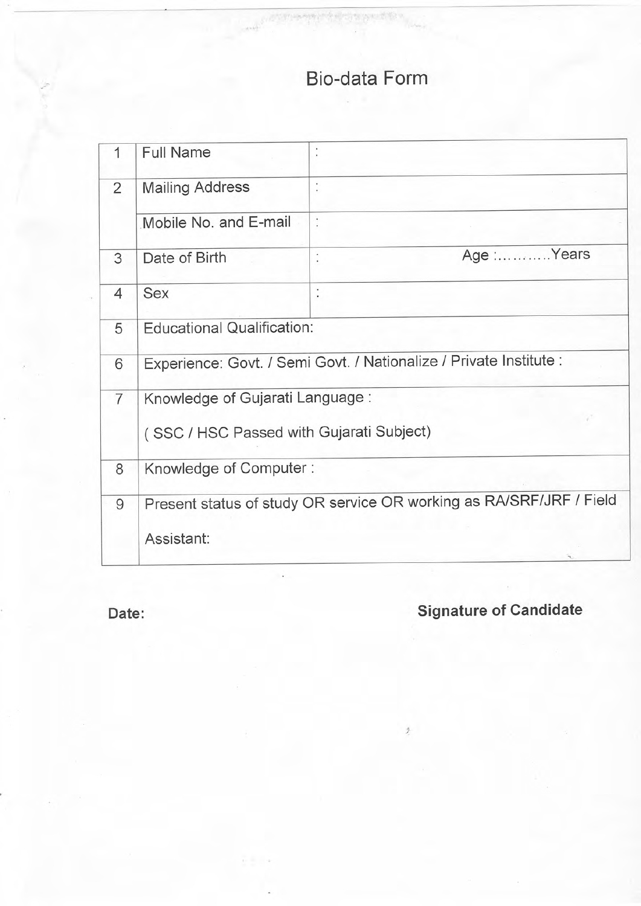# Bio-data Form

| | | |
|---|---|---|
| 1 | Full Name | : |
| 2 | Mailing Address | : |
| | Mobile No. and E-mail | : |
| 3 | Date of Birth | : Age :……….Years |
| 4 | Sex | : |
| 5 | Educational Qualification: | |
| 6 | Experience: Govt. / Semi Govt. / Nationalize / Private Institute : | |
| 7 | Knowledge of Gujarati Language : ( SSC / HSC Passed with Gujarati Subject) | |
| 8 | Knowledge of Computer : | |
| 9 | Present status of study OR service OR working as RA/SRF/JRF / Field Assistant: | |

**Date:**

**Signature of Candidate**